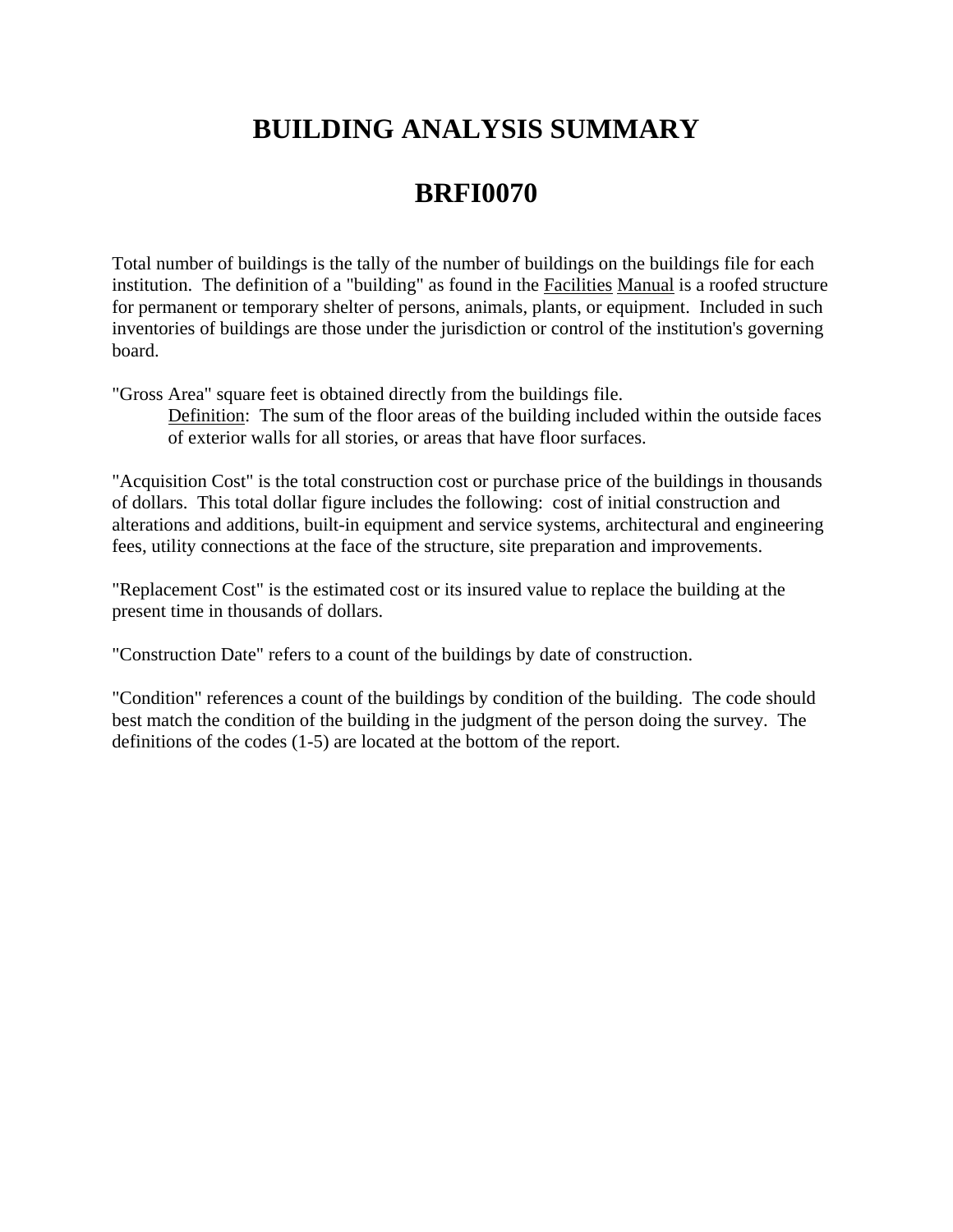# BUILDING ANALYSIS SUMMARY

# BRFI0070

Total number of buildings is the tally of the number of buildings on the buildings file for each institution. The definition of a "building" as found in the Facilities Manual is a roofed structure for permanent or temporary shelter of persons, animals, plants, or equipment. Included in such inventories of buildings are those under the jurisdiction or control of the institution's governing board.

"Gross Area" square feet is obtained directly from the buildings file.

> Definition: The sum of the floor areas of the building included within the outside faces of exterior walls for all stories, or areas that have floor surfaces.

"Acquisition Cost" is the total construction cost or purchase price of the buildings in thousands of dollars. This total dollar figure includes the following: cost of initial construction and alterations and additions, built-in equipment and service systems, architectural and engineering fees, utility connections at the face of the structure, site preparation and improvements.

"Replacement Cost" is the estimated cost or its insured value to replace the building at the present time in thousands of dollars.

"Construction Date" refers to a count of the buildings by date of construction.

"Condition" references a count of the buildings by condition of the building. The code should best match the condition of the building in the judgment of the person doing the survey. The definitions of the codes (1-5) are located at the bottom of the report.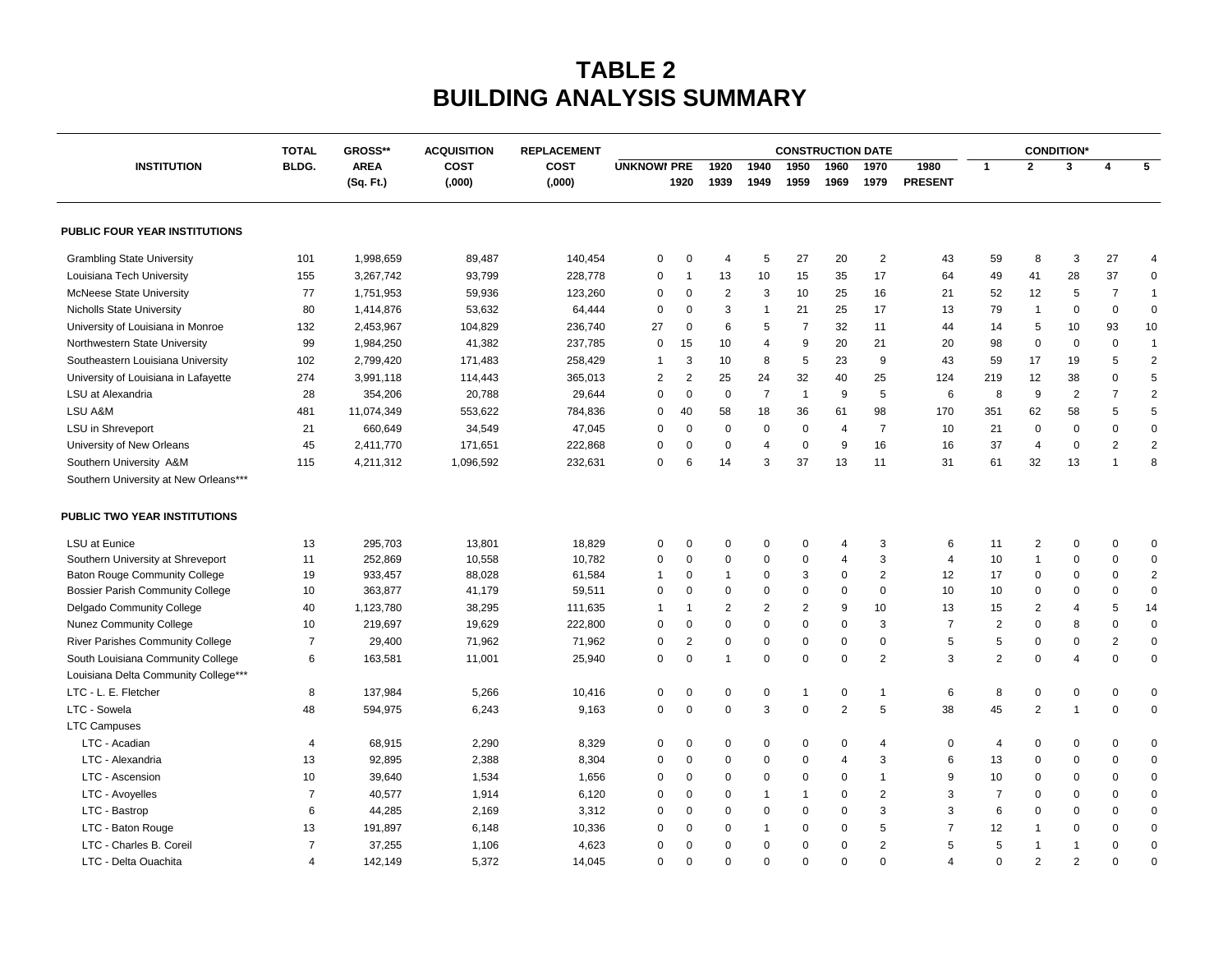# TABLE 2
# BUILDING ANALYSIS SUMMARY

| INSTITUTION | TOTAL BLDG. | GROSS** AREA (Sq. Ft.) | ACQUISITION COST (,000) | REPLACEMENT COST (,000) | CONSTRUCTION DATE | | | | | | | | | CONDITION* | | | | |
|---|---|---|---|---|---|---|---|---|---|---|---|---|---|---|---|---|---|---|
| | | | | | UNKNOWN | PRE 1920 | 1920 1939 | 1940 1949 | 1950 1959 | 1960 1969 | 1970 1979 | 1980 PRESENT | | 1 | 2 | 3 | 4 | 5 |
| **PUBLIC FOUR YEAR INSTITUTIONS** | | | | | | | | | | | | | | | | | | |
| Grambling State University | 101 | 1,998,659 | 89,487 | 140,454 | 0 | 0 | 4 | 5 | 27 | 20 | 2 | 43 | | 59 | 8 | 3 | 27 | 4 |
| Louisiana Tech University | 155 | 3,267,742 | 93,799 | 228,778 | 0 | 1 | 13 | 10 | 15 | 35 | 17 | 64 | | 49 | 41 | 28 | 37 | 0 |
| McNeese State University | 77 | 1,751,953 | 59,936 | 123,260 | 0 | 0 | 2 | 3 | 10 | 25 | 16 | 21 | | 52 | 12 | 5 | 7 | 1 |
| Nicholls State University | 80 | 1,414,876 | 53,632 | 64,444 | 0 | 0 | 3 | 1 | 21 | 25 | 17 | 13 | | 79 | 1 | 0 | 0 | 0 |
| University of Louisiana in Monroe | 132 | 2,453,967 | 104,829 | 236,740 | 27 | 0 | 6 | 5 | 7 | 32 | 11 | 44 | | 14 | 5 | 10 | 93 | 10 |
| Northwestern State University | 99 | 1,984,250 | 41,382 | 237,785 | 0 | 15 | 10 | 4 | 9 | 20 | 21 | 20 | | 98 | 0 | 0 | 0 | 1 |
| Southeastern Louisiana University | 102 | 2,799,420 | 171,483 | 258,429 | 1 | 3 | 10 | 8 | 5 | 23 | 9 | 43 | | 59 | 17 | 19 | 5 | 2 |
| University of Louisiana in Lafayette | 274 | 3,991,118 | 114,443 | 365,013 | 2 | 2 | 25 | 24 | 32 | 40 | 25 | 124 | | 219 | 12 | 38 | 0 | 5 |
| LSU at Alexandria | 28 | 354,206 | 20,788 | 29,644 | 0 | 0 | 0 | 7 | 1 | 9 | 5 | 6 | | 8 | 9 | 2 | 7 | 2 |
| LSU A&M | 481 | 11,074,349 | 553,622 | 784,836 | 0 | 40 | 58 | 18 | 36 | 61 | 98 | 170 | | 351 | 62 | 58 | 5 | 5 |
| LSU in Shreveport | 21 | 660,649 | 34,549 | 47,045 | 0 | 0 | 0 | 0 | 0 | 4 | 7 | 10 | | 21 | 0 | 0 | 0 | 0 |
| University of New Orleans | 45 | 2,411,770 | 171,651 | 222,868 | 0 | 0 | 0 | 4 | 0 | 9 | 16 | 16 | | 37 | 4 | 0 | 2 | 2 |
| Southern University A&M | 115 | 4,211,312 | 1,096,592 | 232,631 | 0 | 6 | 14 | 3 | 37 | 13 | 11 | 31 | | 61 | 32 | 13 | 1 | 8 |
| Southern University at New Orleans*** | | | | | | | | | | | | | | | | | | |
| **PUBLIC TWO YEAR INSTITUTIONS** | | | | | | | | | | | | | | | | | | |
| LSU at Eunice | 13 | 295,703 | 13,801 | 18,829 | 0 | 0 | 0 | 0 | 0 | 4 | 3 | 6 | | 11 | 2 | 0 | 0 | 0 |
| Southern University at Shreveport | 11 | 252,869 | 10,558 | 10,782 | 0 | 0 | 0 | 0 | 0 | 4 | 3 | 4 | | 10 | 1 | 0 | 0 | 0 |
| Baton Rouge Community College | 19 | 933,457 | 88,028 | 61,584 | 1 | 0 | 1 | 0 | 3 | 0 | 2 | 12 | | 17 | 0 | 0 | 0 | 2 |
| Bossier Parish Community College | 10 | 363,877 | 41,179 | 59,511 | 0 | 0 | 0 | 0 | 0 | 0 | 0 | 10 | | 10 | 0 | 0 | 0 | 0 |
| Delgado Community College | 40 | 1,123,780 | 38,295 | 111,635 | 1 | 1 | 2 | 2 | 2 | 9 | 10 | 13 | | 15 | 2 | 4 | 5 | 14 |
| Nunez Community College | 10 | 219,697 | 19,629 | 222,800 | 0 | 0 | 0 | 0 | 0 | 0 | 3 | 7 | | 2 | 0 | 8 | 0 | 0 |
| River Parishes Community College | 7 | 29,400 | 71,962 | 71,962 | 0 | 2 | 0 | 0 | 0 | 0 | 0 | 5 | | 5 | 0 | 0 | 2 | 0 |
| South Louisiana Community College | 6 | 163,581 | 11,001 | 25,940 | 0 | 0 | 1 | 0 | 0 | 0 | 2 | 3 | | 2 | 0 | 4 | 0 | 0 |
| Louisiana Delta Community College*** | | | | | | | | | | | | | | | | | | |
| LTC - L. E. Fletcher | 8 | 137,984 | 5,266 | 10,416 | 0 | 0 | 0 | 0 | 1 | 0 | 1 | 6 | | 8 | 0 | 0 | 0 | 0 |
| LTC - Sowela | 48 | 594,975 | 6,243 | 9,163 | 0 | 0 | 0 | 3 | 0 | 2 | 5 | 38 | | 45 | 2 | 1 | 0 | 0 |
| LTC Campuses | | | | | | | | | | | | | | | | | | |
| LTC - Acadian | 4 | 68,915 | 2,290 | 8,329 | 0 | 0 | 0 | 0 | 0 | 0 | 4 | 0 | | 4 | 0 | 0 | 0 | 0 |
| LTC - Alexandria | 13 | 92,895 | 2,388 | 8,304 | 0 | 0 | 0 | 0 | 0 | 4 | 3 | 6 | | 13 | 0 | 0 | 0 | 0 |
| LTC - Ascension | 10 | 39,640 | 1,534 | 1,656 | 0 | 0 | 0 | 0 | 0 | 0 | 1 | 9 | | 10 | 0 | 0 | 0 | 0 |
| LTC - Avoyelles | 7 | 40,577 | 1,914 | 6,120 | 0 | 0 | 0 | 1 | 1 | 0 | 2 | 3 | | 7 | 0 | 0 | 0 | 0 |
| LTC - Bastrop | 6 | 44,285 | 2,169 | 3,312 | 0 | 0 | 0 | 0 | 0 | 0 | 3 | 3 | | 6 | 0 | 0 | 0 | 0 |
| LTC - Baton Rouge | 13 | 191,897 | 6,148 | 10,336 | 0 | 0 | 0 | 1 | 0 | 0 | 5 | 7 | | 12 | 1 | 0 | 0 | 0 |
| LTC - Charles B. Coreil | 7 | 37,255 | 1,106 | 4,623 | 0 | 0 | 0 | 0 | 0 | 0 | 2 | 5 | | 5 | 1 | 1 | 0 | 0 |
| LTC - Delta Ouachita | 4 | 142,149 | 5,372 | 14,045 | 0 | 0 | 0 | 0 | 0 | 0 | 0 | 4 | | 0 | 2 | 2 | 0 | 0 |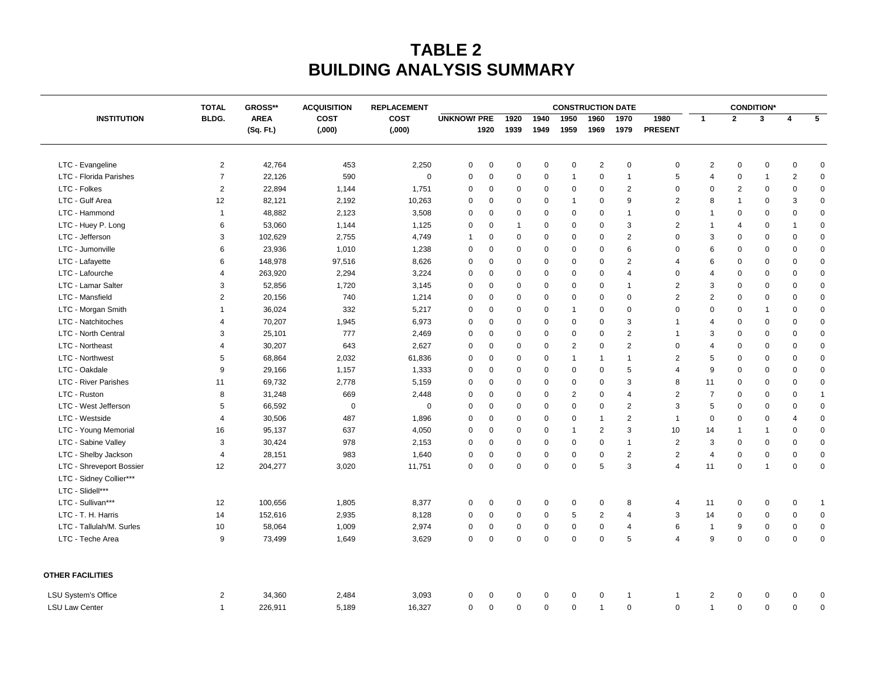# TABLE 2
# BUILDING ANALYSIS SUMMARY

| INSTITUTION | TOTAL BLDG. | GROSS** AREA (Sq. Ft.) | ACQUISITION COST (,000) | REPLACEMENT COST (,000) | CONSTRUCTION DATE UNKNOWN | PRE 1920 | 1920 1939 | 1940 1949 | 1950 1959 | 1960 1969 | 1970 1979 | 1980 PRESENT | CONDITION* 1 | 2 | 3 | 4 | 5 |
|---|---|---|---|---|---|---|---|---|---|---|---|---|---|---|---|---|---|
| LTC - Evangeline | 2 | 42,764 | 453 | 2,250 | 0 | 0 | 0 | 0 | 0 | 2 | 0 | 0 | 2 | 0 | 0 | 0 | 0 |
| LTC - Florida Parishes | 7 | 22,126 | 590 | 0 | 0 | 0 | 0 | 0 | 1 | 0 | 1 | 5 | 4 | 0 | 1 | 2 | 0 |
| LTC - Folkes | 2 | 22,894 | 1,144 | 1,751 | 0 | 0 | 0 | 0 | 0 | 0 | 2 | 0 | 0 | 2 | 0 | 0 | 0 |
| LTC - Gulf Area | 12 | 82,121 | 2,192 | 10,263 | 0 | 0 | 0 | 0 | 1 | 0 | 9 | 2 | 8 | 1 | 0 | 3 | 0 |
| LTC - Hammond | 1 | 48,882 | 2,123 | 3,508 | 0 | 0 | 0 | 0 | 0 | 0 | 1 | 0 | 1 | 0 | 0 | 0 | 0 |
| LTC - Huey P. Long | 6 | 53,060 | 1,144 | 1,125 | 0 | 0 | 1 | 0 | 0 | 0 | 3 | 2 | 1 | 4 | 0 | 1 | 0 |
| LTC - Jefferson | 3 | 102,629 | 2,755 | 4,749 | 1 | 0 | 0 | 0 | 0 | 0 | 2 | 0 | 3 | 0 | 0 | 0 | 0 |
| LTC - Jumonville | 6 | 23,936 | 1,010 | 1,238 | 0 | 0 | 0 | 0 | 0 | 0 | 6 | 0 | 6 | 0 | 0 | 0 | 0 |
| LTC - Lafayette | 6 | 148,978 | 97,516 | 8,626 | 0 | 0 | 0 | 0 | 0 | 0 | 2 | 4 | 6 | 0 | 0 | 0 | 0 |
| LTC - Lafourche | 4 | 263,920 | 2,294 | 3,224 | 0 | 0 | 0 | 0 | 0 | 0 | 4 | 0 | 4 | 0 | 0 | 0 | 0 |
| LTC - Lamar Salter | 3 | 52,856 | 1,720 | 3,145 | 0 | 0 | 0 | 0 | 0 | 0 | 1 | 2 | 3 | 0 | 0 | 0 | 0 |
| LTC - Mansfield | 2 | 20,156 | 740 | 1,214 | 0 | 0 | 0 | 0 | 0 | 0 | 0 | 2 | 2 | 0 | 0 | 0 | 0 |
| LTC - Morgan Smith | 1 | 36,024 | 332 | 5,217 | 0 | 0 | 0 | 0 | 1 | 0 | 0 | 0 | 0 | 0 | 1 | 0 | 0 |
| LTC - Natchitoches | 4 | 70,207 | 1,945 | 6,973 | 0 | 0 | 0 | 0 | 0 | 0 | 3 | 1 | 4 | 0 | 0 | 0 | 0 |
| LTC - North Central | 3 | 25,101 | 777 | 2,469 | 0 | 0 | 0 | 0 | 0 | 0 | 2 | 1 | 3 | 0 | 0 | 0 | 0 |
| LTC - Northeast | 4 | 30,207 | 643 | 2,627 | 0 | 0 | 0 | 0 | 2 | 0 | 2 | 0 | 4 | 0 | 0 | 0 | 0 |
| LTC - Northwest | 5 | 68,864 | 2,032 | 61,836 | 0 | 0 | 0 | 0 | 1 | 1 | 1 | 2 | 5 | 0 | 0 | 0 | 0 |
| LTC - Oakdale | 9 | 29,166 | 1,157 | 1,333 | 0 | 0 | 0 | 0 | 0 | 0 | 5 | 4 | 9 | 0 | 0 | 0 | 0 |
| LTC - River Parishes | 11 | 69,732 | 2,778 | 5,159 | 0 | 0 | 0 | 0 | 0 | 0 | 3 | 8 | 11 | 0 | 0 | 0 | 0 |
| LTC - Ruston | 8 | 31,248 | 669 | 2,448 | 0 | 0 | 0 | 0 | 2 | 0 | 4 | 2 | 7 | 0 | 0 | 0 | 1 |
| LTC - West Jefferson | 5 | 66,592 | 0 | 0 | 0 | 0 | 0 | 0 | 0 | 0 | 2 | 3 | 5 | 0 | 0 | 0 | 0 |
| LTC - Westside | 4 | 30,506 | 487 | 1,896 | 0 | 0 | 0 | 0 | 0 | 1 | 2 | 1 | 0 | 0 | 0 | 4 | 0 |
| LTC - Young Memorial | 16 | 95,137 | 637 | 4,050 | 0 | 0 | 0 | 0 | 1 | 2 | 3 | 10 | 14 | 1 | 1 | 0 | 0 |
| LTC - Sabine Valley | 3 | 30,424 | 978 | 2,153 | 0 | 0 | 0 | 0 | 0 | 0 | 1 | 2 | 3 | 0 | 0 | 0 | 0 |
| LTC - Shelby Jackson | 4 | 28,151 | 983 | 1,640 | 0 | 0 | 0 | 0 | 0 | 0 | 2 | 2 | 4 | 0 | 0 | 0 | 0 |
| LTC - Shreveport Bossier | 12 | 204,277 | 3,020 | 11,751 | 0 | 0 | 0 | 0 | 0 | 5 | 3 | 4 | 11 | 0 | 1 | 0 | 0 |
| LTC - Sidney Collier*** | | | | | | | | | | | | | | | | | |
| LTC - Slidell*** | | | | | | | | | | | | | | | | | |
| LTC - Sullivan*** | 12 | 100,656 | 1,805 | 8,377 | 0 | 0 | 0 | 0 | 0 | 0 | 8 | 4 | 11 | 0 | 0 | 0 | 1 |
| LTC - T. H. Harris | 14 | 152,616 | 2,935 | 8,128 | 0 | 0 | 0 | 0 | 5 | 2 | 4 | 3 | 14 | 0 | 0 | 0 | 0 |
| LTC - Tallulah/M. Surles | 10 | 58,064 | 1,009 | 2,974 | 0 | 0 | 0 | 0 | 0 | 0 | 4 | 6 | 1 | 9 | 0 | 0 | 0 |
| LTC - Teche Area | 9 | 73,499 | 1,649 | 3,629 | 0 | 0 | 0 | 0 | 0 | 0 | 5 | 4 | 9 | 0 | 0 | 0 | 0 |
| **OTHER FACILITIES** | | | | | | | | | | | | | | | | | |
| LSU System's Office | 2 | 34,360 | 2,484 | 3,093 | 0 | 0 | 0 | 0 | 0 | 0 | 1 | 1 | 2 | 0 | 0 | 0 | 0 |
| LSU Law Center | 1 | 226,911 | 5,189 | 16,327 | 0 | 0 | 0 | 0 | 0 | 1 | 0 | 0 | 1 | 0 | 0 | 0 | 0 |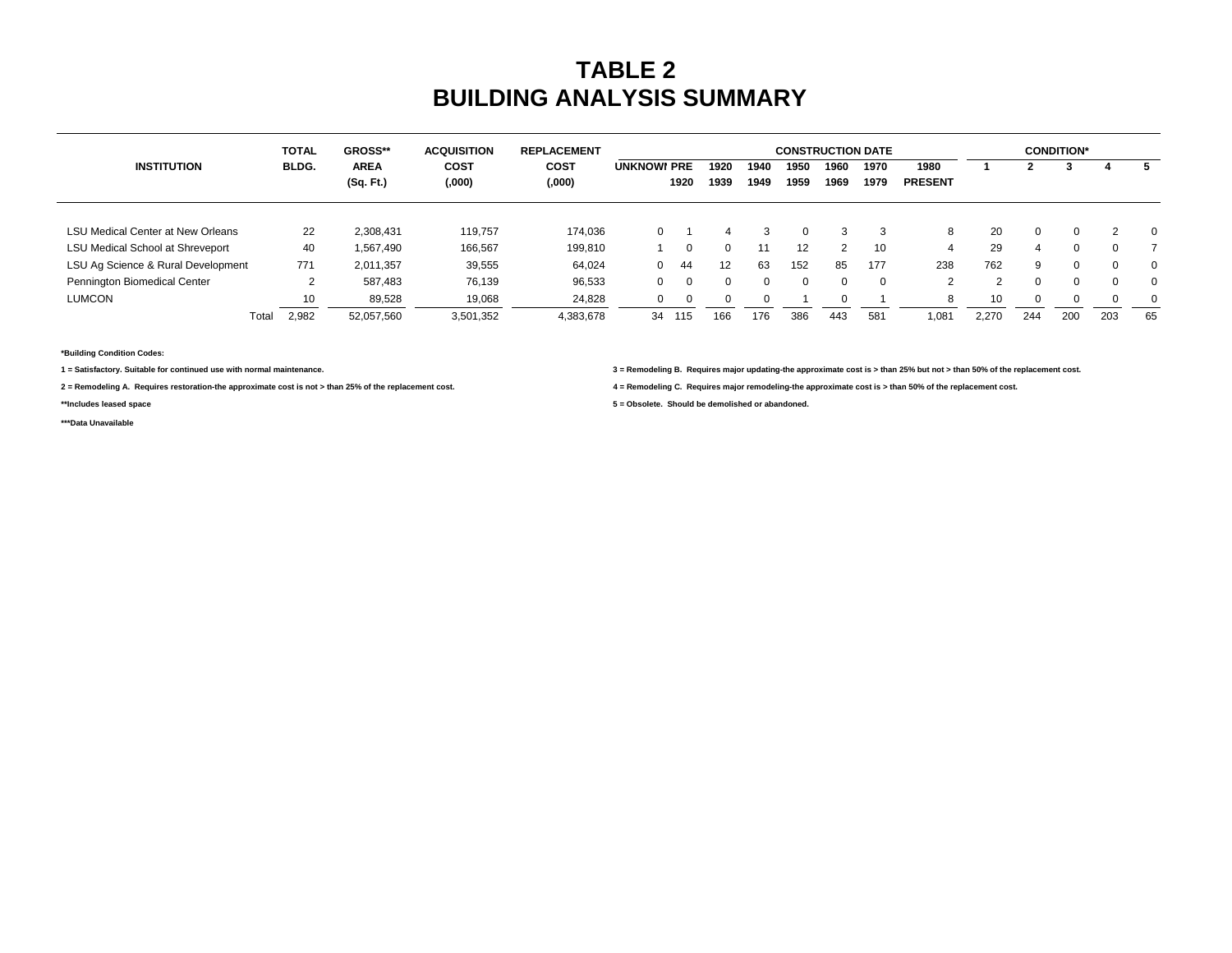# TABLE 2
# BUILDING ANALYSIS SUMMARY

| INSTITUTION | TOTAL BLDG. | GROSS** AREA (Sq. Ft.) | ACQUISITION COST (,000) | REPLACEMENT COST (,000) | CONSTRUCTION DATE | | | | | | | | CONDITION* | | | | |
|---|---|---|---|---|---|---|---|---|---|---|---|---|---|---|---|---|---|
| | | | | | UNKNOWN | PRE 1920 | 1920 1939 | 1940 1949 | 1950 1959 | 1960 1969 | 1970 1979 | 1980 PRESENT | 1 | 2 | 3 | 4 | 5 |
| LSU Medical Center at New Orleans | 22 | 2,308,431 | 119,757 | 174,036 | 0 | 1 | 4 | 3 | 0 | 3 | 3 | 8 | 20 | 0 | 0 | 2 | 0 |
| LSU Medical School at Shreveport | 40 | 1,567,490 | 166,567 | 199,810 | 1 | 0 | 0 | 11 | 12 | 2 | 10 | 4 | 29 | 4 | 0 | 0 | 7 |
| LSU Ag Science & Rural Development | 771 | 2,011,357 | 39,555 | 64,024 | 0 | 44 | 12 | 63 | 152 | 85 | 177 | 238 | 762 | 9 | 0 | 0 | 0 |
| Pennington Biomedical Center | 2 | 587,483 | 76,139 | 96,533 | 0 | 0 | 0 | 0 | 0 | 0 | 0 | 2 | 2 | 0 | 0 | 0 | 0 |
| LUMCON | 10 | 89,528 | 19,068 | 24,828 | 0 | 0 | 0 | 0 | 1 | 0 | 1 | 8 | 10 | 0 | 0 | 0 | 0 |
| Total | 2,982 | 52,057,560 | 3,501,352 | 4,383,678 | 34 | 115 | 166 | 176 | 386 | 443 | 581 | 1,081 | 2,270 | 244 | 200 | 203 | 65 |

*Building Condition Codes:

1 = Satisfactory. Suitable for continued use with normal maintenance.

2 = Remodeling A. Requires restoration-the approximate cost is not > than 25% of the replacement cost.

3 = Remodeling B. Requires major updating-the approximate cost is > than 25% but not > than 50% of the replacement cost.

4 = Remodeling C. Requires major remodeling-the approximate cost is > than 50% of the replacement cost.

5 = Obsolete. Should be demolished or abandoned.

**Includes leased space

***Data Unavailable